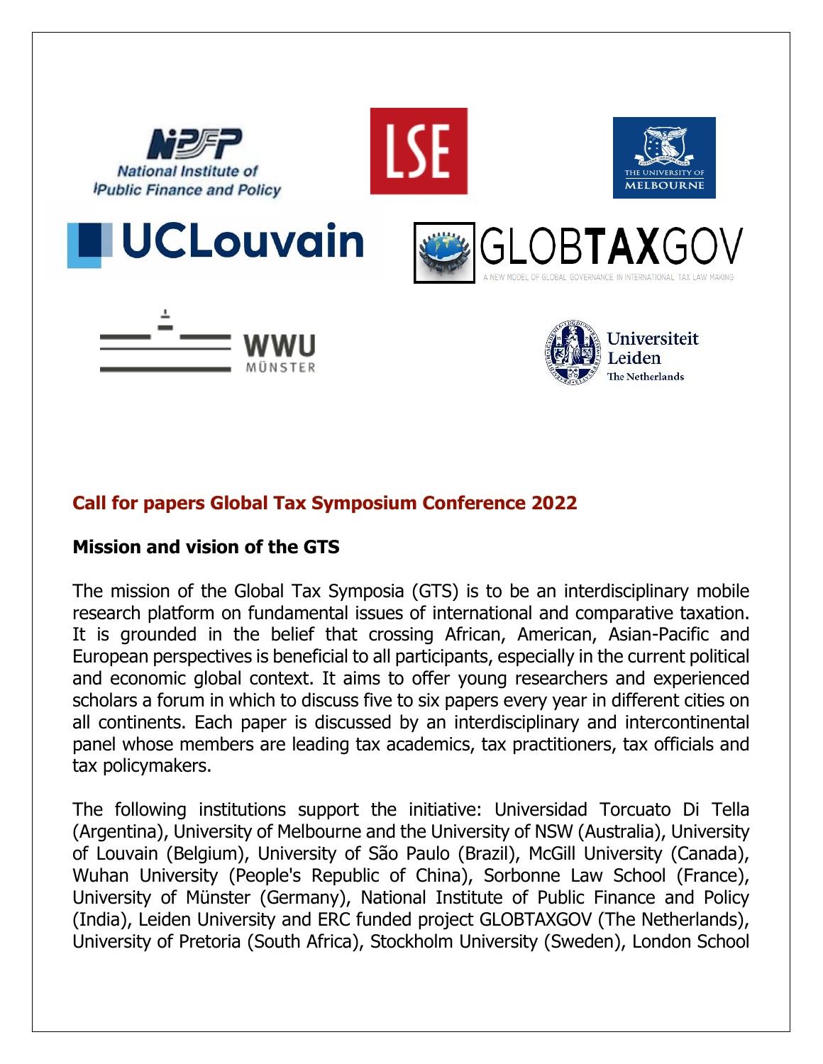## Call for papers Global Tax Symposium Conference 2022

### Mission and vision of the GTS

The mission of the Global Tax Symposia (GTS) is to be an interdisciplinary mobile research platform on fundamental issues of international and comparative taxation. It is grounded in the belief that crossing African, American, Asian-Pacific and European perspectives is beneficial to all participants, especially in the current political and economic global context. It aims to offer young researchers and experienced scholars a forum in which to discuss five to six papers every year in different cities on all continents. Each paper is discussed by an interdisciplinary and intercontinental panel whose members are leading tax academics, tax practitioners, tax officials and tax policymakers.

The following institutions support the initiative: Universidad Torcuato Di Tella (Argentina), University of Melbourne and the University of NSW (Australia), University of Louvain (Belgium), University of São Paulo (Brazil), McGill University (Canada), Wuhan University (People's Republic of China), Sorbonne Law School (France), University of Münster (Germany), National Institute of Public Finance and Policy (India), Leiden University and ERC funded project GLOBTAXGOV (The Netherlands), University of Pretoria (South Africa), Stockholm University (Sweden), London School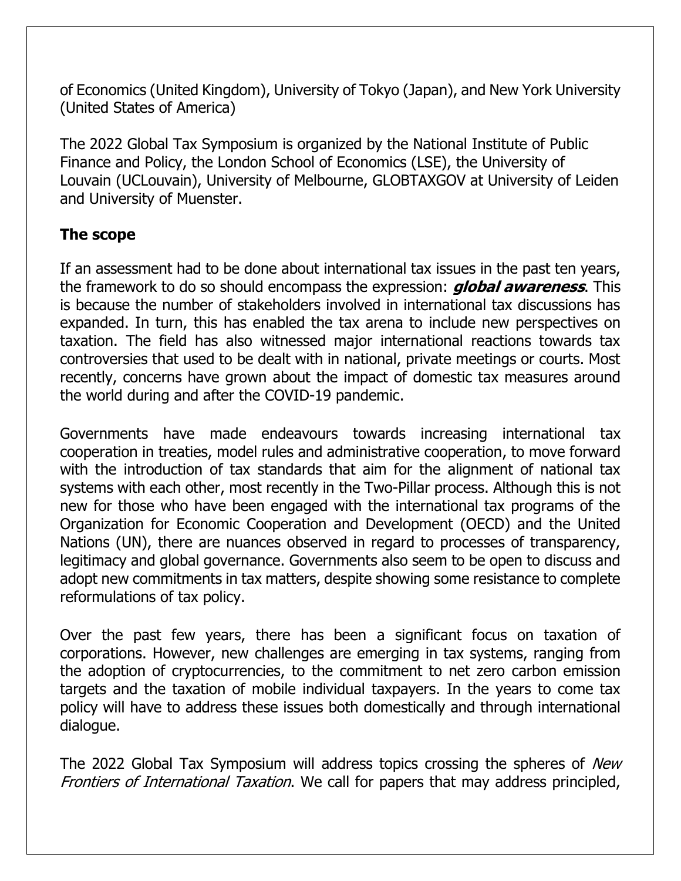of Economics (United Kingdom), University of Tokyo (Japan), and New York University (United States of America)

The 2022 Global Tax Symposium is organized by the National Institute of Public Finance and Policy, the London School of Economics (LSE), the University of Louvain (UCLouvain), University of Melbourne, GLOBTAXGOV at University of Leiden and University of Muenster.

## The scope

If an assessment had to be done about international tax issues in the past ten years, the framework to do so should encompass the expression: ***global awareness***. This is because the number of stakeholders involved in international tax discussions has expanded. In turn, this has enabled the tax arena to include new perspectives on taxation. The field has also witnessed major international reactions towards tax controversies that used to be dealt with in national, private meetings or courts. Most recently, concerns have grown about the impact of domestic tax measures around the world during and after the COVID-19 pandemic.

Governments have made endeavours towards increasing international tax cooperation in treaties, model rules and administrative cooperation, to move forward with the introduction of tax standards that aim for the alignment of national tax systems with each other, most recently in the Two-Pillar process. Although this is not new for those who have been engaged with the international tax programs of the Organization for Economic Cooperation and Development (OECD) and the United Nations (UN), there are nuances observed in regard to processes of transparency, legitimacy and global governance. Governments also seem to be open to discuss and adopt new commitments in tax matters, despite showing some resistance to complete reformulations of tax policy.

Over the past few years, there has been a significant focus on taxation of corporations. However, new challenges are emerging in tax systems, ranging from the adoption of cryptocurrencies, to the commitment to net zero carbon emission targets and the taxation of mobile individual taxpayers. In the years to come tax policy will have to address these issues both domestically and through international dialogue.

The 2022 Global Tax Symposium will address topics crossing the spheres of *New Frontiers of International Taxation*. We call for papers that may address principled,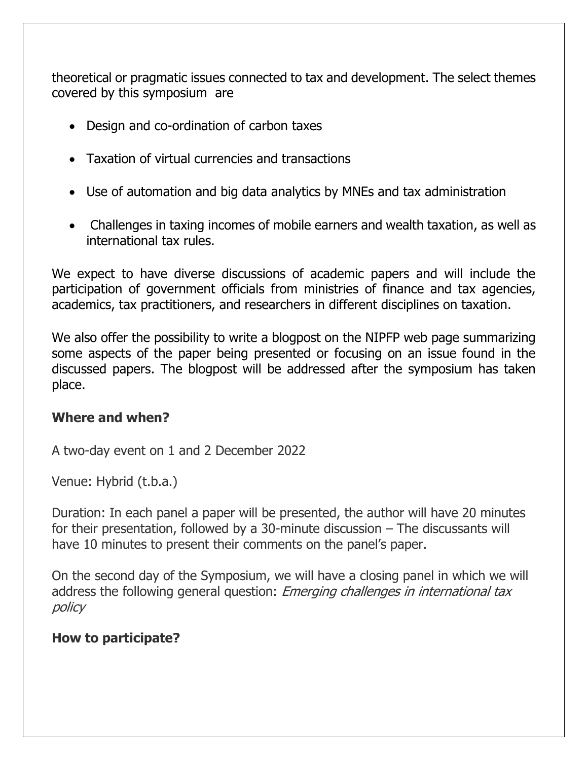theoretical or pragmatic issues connected to tax and development. The select themes covered by this symposium are

- Design and co-ordination of carbon taxes
- Taxation of virtual currencies and transactions
- Use of automation and big data analytics by MNEs and tax administration
- Challenges in taxing incomes of mobile earners and wealth taxation, as well as international tax rules.

We expect to have diverse discussions of academic papers and will include the participation of government officials from ministries of finance and tax agencies, academics, tax practitioners, and researchers in different disciplines on taxation.

We also offer the possibility to write a blogpost on the NIPFP web page summarizing some aspects of the paper being presented or focusing on an issue found in the discussed papers. The blogpost will be addressed after the symposium has taken place.

**Where and when?**

A two-day event on 1 and 2 December 2022

Venue: Hybrid (t.b.a.)

Duration: In each panel a paper will be presented, the author will have 20 minutes for their presentation, followed by a 30-minute discussion – The discussants will have 10 minutes to present their comments on the panel's paper.

On the second day of the Symposium, we will have a closing panel in which we will address the following general question: *Emerging challenges in international tax policy*

**How to participate?**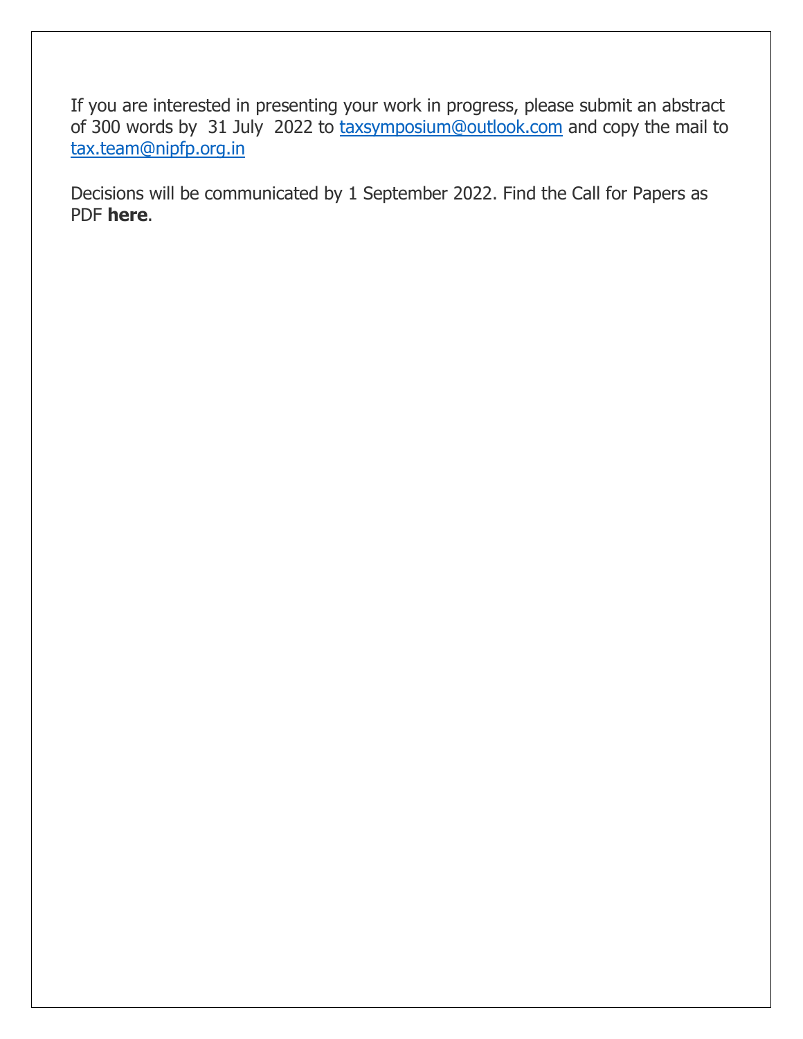If you are interested in presenting your work in progress, please submit an abstract of 300 words by 31 July 2022 to taxsymposium@outlook.com and copy the mail to tax.team@nipfp.org.in

Decisions will be communicated by 1 September 2022. Find the Call for Papers as PDF **here**.